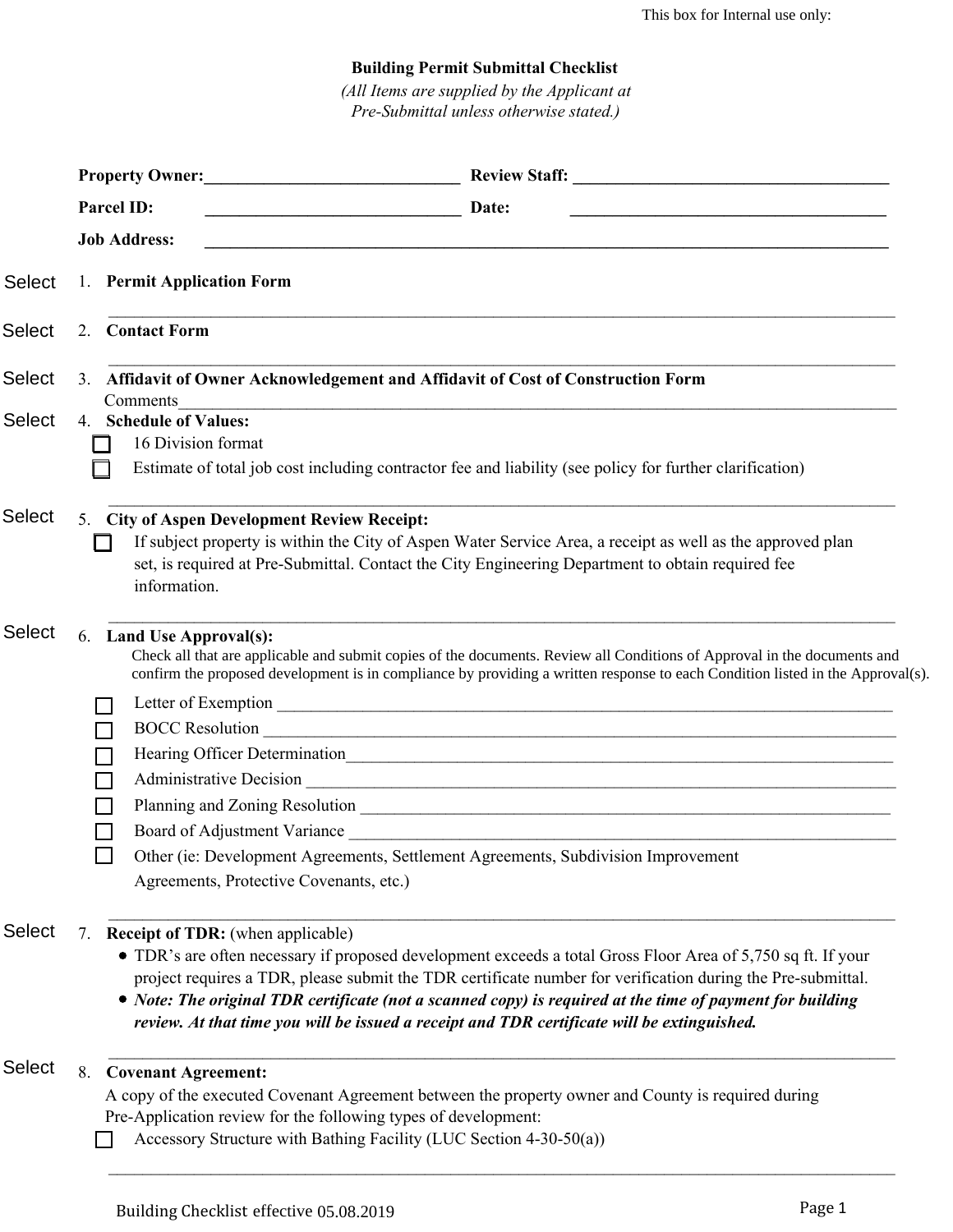This box for Internal use only:

# Building Permit Submittal Checklist

*(All Items are supplied by the Applicant at Pre-Submittal unless otherwise stated.)*

**Property Owner:**______________________________ **Review Staff:** ____________________________________

**Parcel ID:** ______________________________ **Date:** ____________________________________

**Job Address:** ________________________________________________________________________________

Select 1. **Permit Application Form**

________________________________________________________________________________________

Select 2. **Contact Form**

________________________________________________________________________________________

Select 3. **Affidavit of Owner Acknowledgement and Affidavit of Cost of Construction Form**

Comments________________________________________________________________________________

Select 4. **Schedule of Values:**

- ☐ 16 Division format
- ☐ Estimate of total job cost including contractor fee and liability (see policy for further clarification)

________________________________________________________________________________________

Select 5. **City of Aspen Development Review Receipt:**

- ☐ If subject property is within the City of Aspen Water Service Area, a receipt as well as the approved plan set, is required at Pre-Submittal. Contact the City Engineering Department to obtain required fee information.

________________________________________________________________________________________

Select 6. **Land Use Approval(s):**

Check all that are applicable and submit copies of the documents. Review all Conditions of Approval in the documents and confirm the proposed development is in compliance by providing a written response to each Condition listed in the Approval(s).

- ☐ Letter of Exemption ____________________________________________________________
- ☐ BOCC Resolution ____________________________________________________________
- ☐ Hearing Officer Determination___________________________________________________
- ☐ Administrative Decision _______________________________________________________
- ☐ Planning and Zoning Resolution _________________________________________________
- ☐ Board of Adjustment Variance __________________________________________________
- ☐ Other (ie: Development Agreements, Settlement Agreements, Subdivision Improvement Agreements, Protective Covenants, etc.)

________________________________________________________________________________________

Select 7. **Receipt of TDR:** (when applicable)

- TDR's are often necessary if proposed development exceeds a total Gross Floor Area of 5,750 sq ft. If your project requires a TDR, please submit the TDR certificate number for verification during the Pre-submittal.
- ***Note: The original TDR certificate (not a scanned copy) is required at the time of payment for building review. At that time you will be issued a receipt and TDR certificate will be extinguished.***

________________________________________________________________________________________

Select 8. **Covenant Agreement:**

A copy of the executed Covenant Agreement between the property owner and County is required during Pre-Application review for the following types of development:

- ☐ Accessory Structure with Bathing Facility (LUC Section 4-30-50(a))

________________________________________________________________________________________

Building Checklist effective 05.08.2019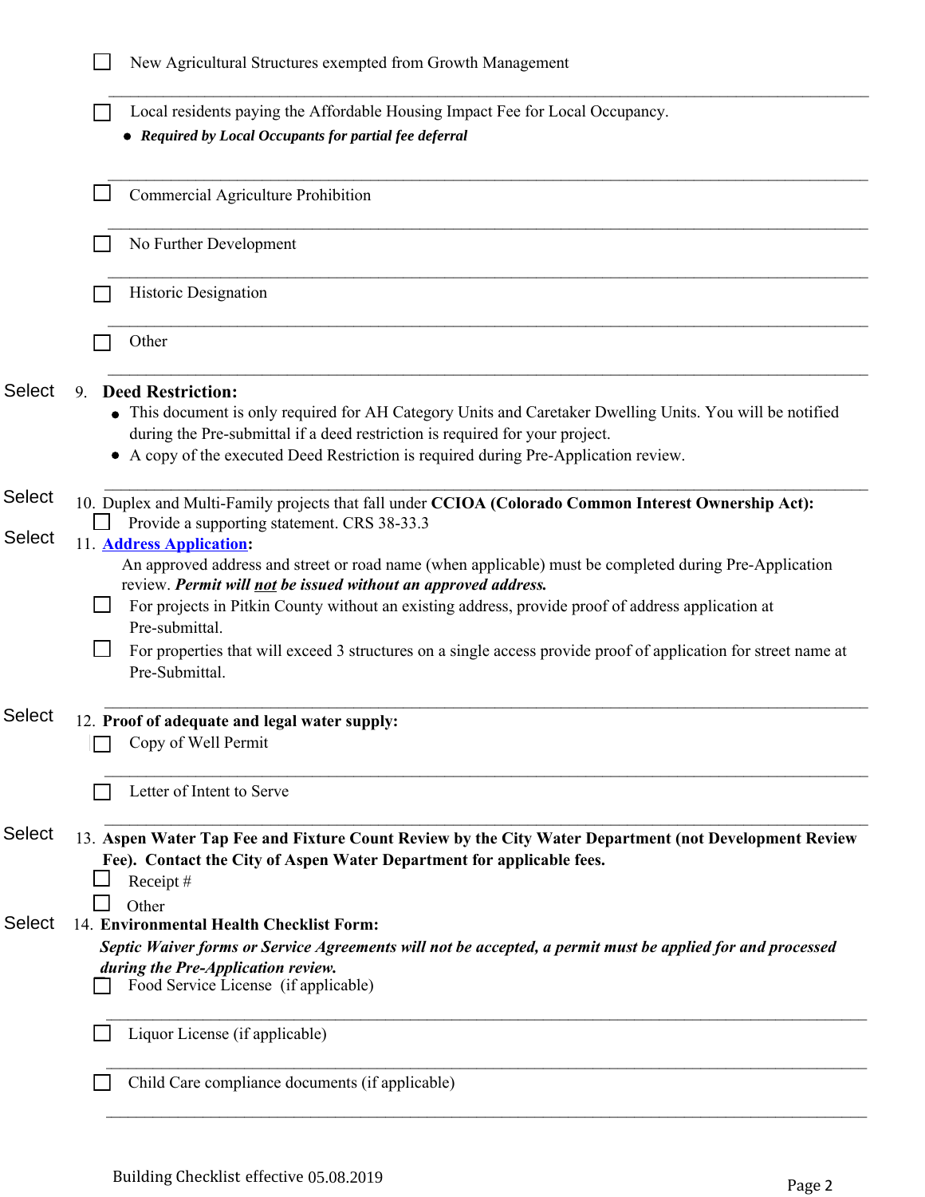- [ ] New Agricultural Structures exempted from Growth Management

- [ ] Local residents paying the Affordable Housing Impact Fee for Local Occupancy.
  - ***Required by Local Occupants for partial fee deferral***

- [ ] Commercial Agriculture Prohibition

- [ ] No Further Development

- [ ] Historic Designation

- [ ] Other

Select 9. **Deed Restriction:**

- This document is only required for AH Category Units and Caretaker Dwelling Units. You will be notified during the Pre-submittal if a deed restriction is required for your project.
- A copy of the executed Deed Restriction is required during Pre-Application review.

Select 10. Duplex and Multi-Family projects that fall under **CCIOA (Colorado Common Interest Ownership Act):**

- [ ] Provide a supporting statement. CRS 38-33.3

Select 11. **Address Application:**

An approved address and street or road name (when applicable) must be completed during Pre-Application review. ***Permit will not be issued without an approved address.***

- [ ] For projects in Pitkin County without an existing address, provide proof of address application at Pre-submittal.
- [ ] For properties that will exceed 3 structures on a single access provide proof of application for street name at Pre-Submittal.

Select 12. **Proof of adequate and legal water supply:**

- [ ] Copy of Well Permit

- [ ] Letter of Intent to Serve

Select 13. **Aspen Water Tap Fee and Fixture Count Review by the City Water Department (not Development Review Fee). Contact the City of Aspen Water Department for applicable fees.**

- [ ] Receipt #
- [ ] Other

Select 14. **Environmental Health Checklist Form:**

***Septic Waiver forms or Service Agreements will not be accepted, a permit must be applied for and processed during the Pre-Application review.***

- [ ] Food Service License (if applicable)

- [ ] Liquor License (if applicable)

- [ ] Child Care compliance documents (if applicable)

Building Checklist effective 05.08.2019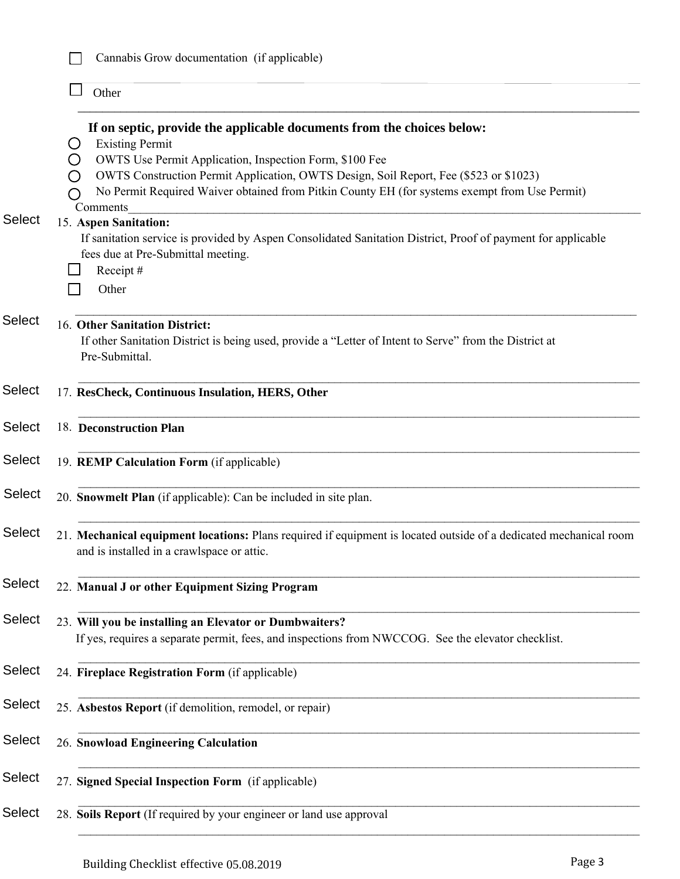- [ ] Cannabis Grow documentation (if applicable)

- [ ] Other

**If on septic, provide the applicable documents from the choices below:**

- ○ Existing Permit
- ○ OWTS Use Permit Application, Inspection Form, $100 Fee
- ○ OWTS Construction Permit Application, OWTS Design, Soil Report, Fee ($523 or $1023)
- ○ No Permit Required Waiver obtained from Pitkin County EH (for systems exempt from Use Permit)

Comments

Select 15. **Aspen Sanitation:**

If sanitation service is provided by Aspen Consolidated Sanitation District, Proof of payment for applicable fees due at Pre-Submittal meeting.

- [ ] Receipt #
- [ ] Other

Select 16. **Other Sanitation District:**

If other Sanitation District is being used, provide a "Letter of Intent to Serve" from the District at Pre-Submittal.

Select 17. **ResCheck, Continuous Insulation, HERS, Other**

Select 18. **Deconstruction Plan**

Select 19. **REMP Calculation Form** (if applicable)

Select 20. **Snowmelt Plan** (if applicable): Can be included in site plan.

Select 21. **Mechanical equipment locations:** Plans required if equipment is located outside of a dedicated mechanical room and is installed in a crawlspace or attic.

Select 22. **Manual J or other Equipment Sizing Program**

Select 23. **Will you be installing an Elevator or Dumbwaiters?**

If yes, requires a separate permit, fees, and inspections from NWCCOG. See the elevator checklist.

Select 24. **Fireplace Registration Form** (if applicable)

Select 25. **Asbestos Report** (if demolition, remodel, or repair)

Select 26. **Snowload Engineering Calculation**

Select 27. **Signed Special Inspection Form** (if applicable)

Select 28. **Soils Report** (If required by your engineer or land use approval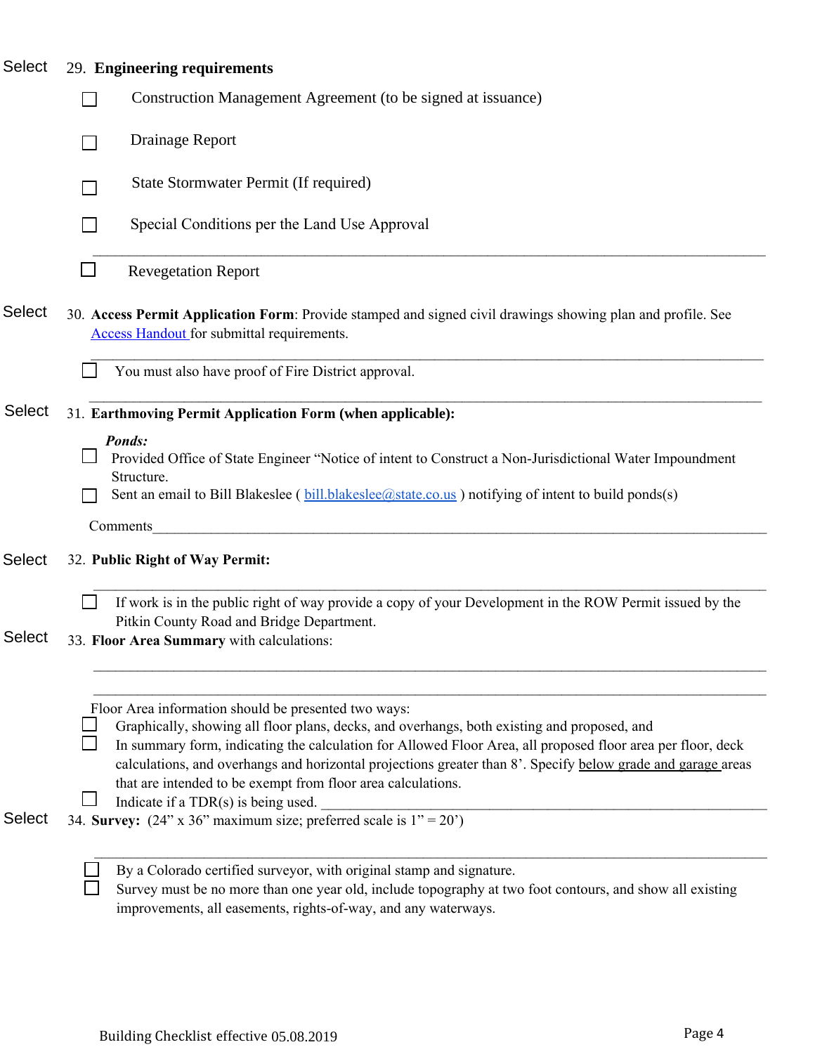Select 29. **Engineering requirements**

- ☐ Construction Management Agreement (to be signed at issuance)
- ☐ Drainage Report
- ☐ State Stormwater Permit (If required)
- ☐ Special Conditions per the Land Use Approval

_______________________________________________________________________________

- ☐ Revegetation Report

Select 30. **Access Permit Application Form**: Provide stamped and signed civil drawings showing plan and profile. See [Access Handout](#) for submittal requirements.

_______________________________________________________________________________

- ☐ You must also have proof of Fire District approval.

_______________________________________________________________________________

Select 31. **Earthmoving Permit Application Form (when applicable):**

***Ponds:***

- ☐ Provided Office of State Engineer "Notice of intent to Construct a Non-Jurisdictional Water Impoundment Structure.
- ☐ Sent an email to Bill Blakeslee ( bill.blakeslee@state.co.us ) notifying of intent to build ponds(s)

Comments_______________________________________________________________________

Select 32. **Public Right of Way Permit:**

_______________________________________________________________________________

- ☐ If work is in the public right of way provide a copy of your Development in the ROW Permit issued by the Pitkin County Road and Bridge Department.

Select 33. **Floor Area Summary** with calculations:

_______________________________________________________________________________

_______________________________________________________________________________

Floor Area information should be presented two ways:

- ☐ Graphically, showing all floor plans, decks, and overhangs, both existing and proposed, and
- ☐ In summary form, indicating the calculation for Allowed Floor Area, all proposed floor area per floor, deck calculations, and overhangs and horizontal projections greater than 8'. Specify below grade and garage areas that are intended to be exempt from floor area calculations.
- ☐ Indicate if a TDR(s) is being used. ________________________________________________

Select 34. **Survey:** (24" x 36" maximum size; preferred scale is 1" = 20')

_______________________________________________________________________________

- ☐ By a Colorado certified surveyor, with original stamp and signature.
- ☐ Survey must be no more than one year old, include topography at two foot contours, and show all existing improvements, all easements, rights-of-way, and any waterways.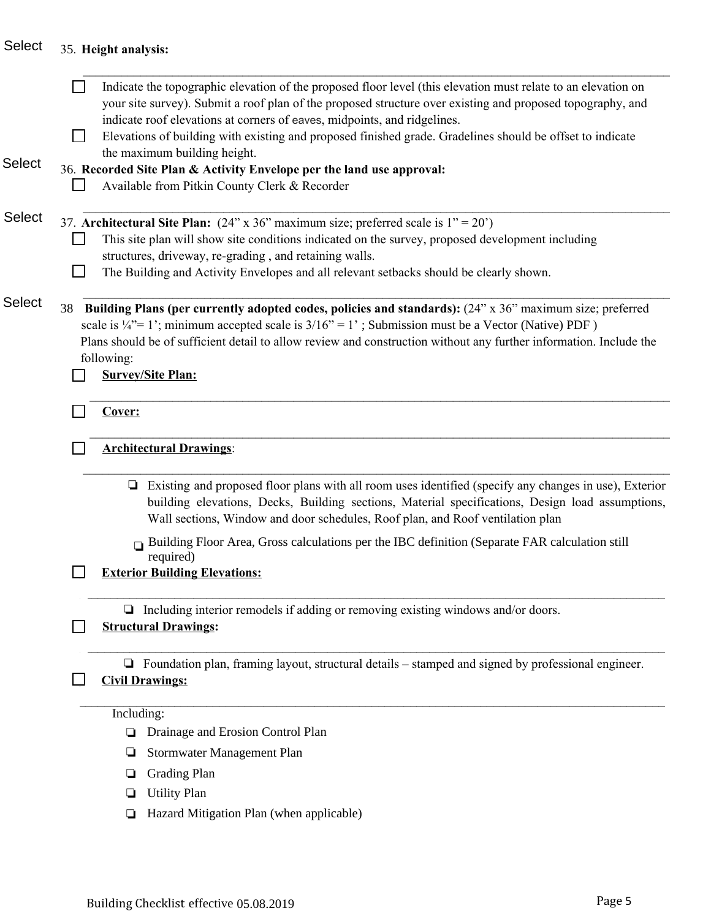Select 35. **Height analysis:**

- ☐ Indicate the topographic elevation of the proposed floor level (this elevation must relate to an elevation on your site survey). Submit a roof plan of the proposed structure over existing and proposed topography, and indicate roof elevations at corners of eaves, midpoints, and ridgelines.
- ☐ Elevations of building with existing and proposed finished grade. Gradelines should be offset to indicate the maximum building height.

Select 36. **Recorded Site Plan & Activity Envelope per the land use approval:**

- ☐ Available from Pitkin County Clerk & Recorder

Select 37. **Architectural Site Plan:** (24" x 36" maximum size; preferred scale is 1" = 20')

- ☐ This site plan will show site conditions indicated on the survey, proposed development including structures, driveway, re-grading , and retaining walls.
- ☐ The Building and Activity Envelopes and all relevant setbacks should be clearly shown.

Select 38 **Building Plans (per currently adopted codes, policies and standards):** (24" x 36" maximum size; preferred scale is ¼"= 1'; minimum accepted scale is 3/16" = 1' ; Submission must be a Vector (Native) PDF )
Plans should be of sufficient detail to allow review and construction without any further information. Include the following:

- ☐ **Survey/Site Plan:**
- ☐ **Cover:**
- ☐ **Architectural Drawings**:
  - ❏ Existing and proposed floor plans with all room uses identified (specify any changes in use), Exterior building elevations, Decks, Building sections, Material specifications, Design load assumptions, Wall sections, Window and door schedules, Roof plan, and Roof ventilation plan
  - ❏ Building Floor Area, Gross calculations per the IBC definition (Separate FAR calculation still required)
- ☐ **Exterior Building Elevations:**
  - ❏ Including interior remodels if adding or removing existing windows and/or doors.
- ☐ **Structural Drawings:**
  - ❏ Foundation plan, framing layout, structural details – stamped and signed by professional engineer.
- ☐ **Civil Drawings:**

  Including:
  - ❏ Drainage and Erosion Control Plan
  - ❏ Stormwater Management Plan
  - ❏ Grading Plan
  - ❏ Utility Plan
  - ❏ Hazard Mitigation Plan (when applicable)

Building Checklist effective 05.08.2019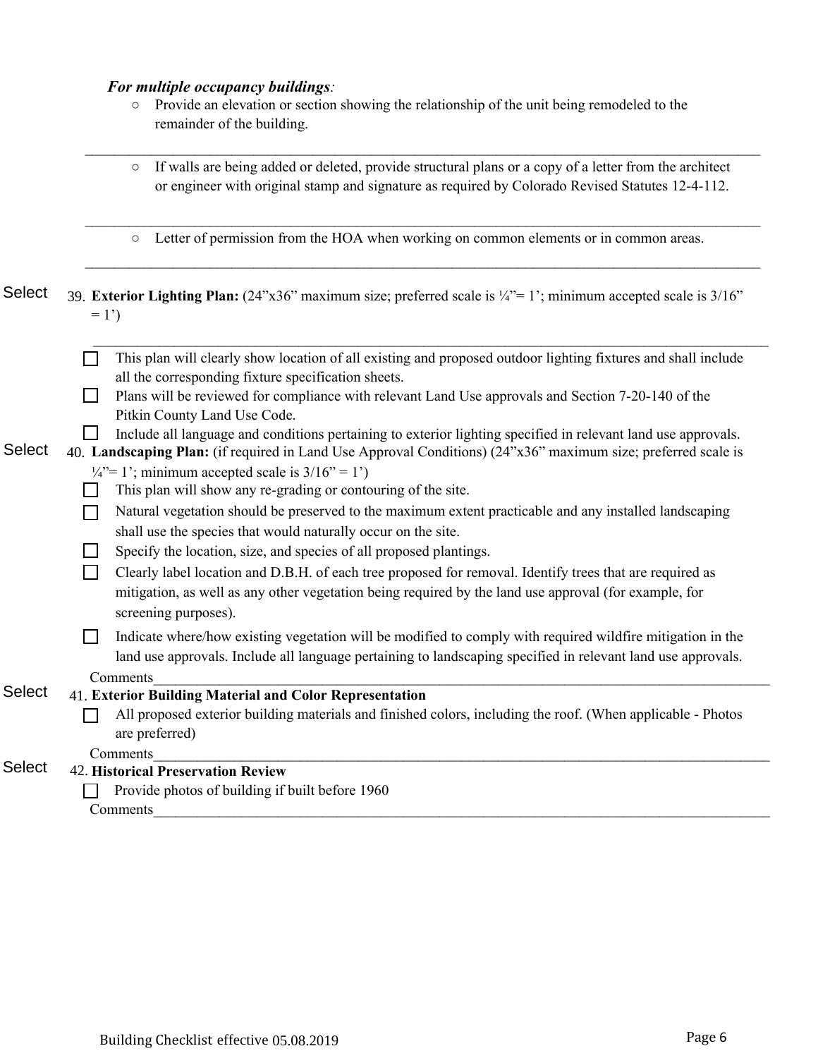***For multiple occupancy buildings*:**

- Provide an elevation or section showing the relationship of the unit being remodeled to the remainder of the building.

- If walls are being added or deleted, provide structural plans or a copy of a letter from the architect or engineer with original stamp and signature as required by Colorado Revised Statutes 12-4-112.

- Letter of permission from the HOA when working on common elements or in common areas.

Select

39. **Exterior Lighting Plan:** (24"x36" maximum size; preferred scale is ¼"= 1'; minimum accepted scale is 3/16" = 1')

- [ ] This plan will clearly show location of all existing and proposed outdoor lighting fixtures and shall include all the corresponding fixture specification sheets.
- [ ] Plans will be reviewed for compliance with relevant Land Use approvals and Section 7-20-140 of the Pitkin County Land Use Code.
- [ ] Include all language and conditions pertaining to exterior lighting specified in relevant land use approvals.

Select

40. **Landscaping Plan:** (if required in Land Use Approval Conditions) (24"x36" maximum size; preferred scale is ¼"= 1'; minimum accepted scale is 3/16" = 1')

- [ ] This plan will show any re-grading or contouring of the site.
- [ ] Natural vegetation should be preserved to the maximum extent practicable and any installed landscaping shall use the species that would naturally occur on the site.
- [ ] Specify the location, size, and species of all proposed plantings.
- [ ] Clearly label location and D.B.H. of each tree proposed for removal. Identify trees that are required as mitigation, as well as any other vegetation being required by the land use approval (for example, for screening purposes).
- [ ] Indicate where/how existing vegetation will be modified to comply with required wildfire mitigation in the land use approvals. Include all language pertaining to landscaping specified in relevant land use approvals.

Comments\_\_\_\_\_\_\_\_\_\_\_\_\_\_\_\_\_\_\_\_\_\_\_\_\_\_\_\_\_\_\_\_\_\_\_\_\_\_\_\_

Select

41. **Exterior Building Material and Color Representation**

- [ ] All proposed exterior building materials and finished colors, including the roof. (When applicable - Photos are preferred)

Comments\_\_\_\_\_\_\_\_\_\_\_\_\_\_\_\_\_\_\_\_\_\_\_\_\_\_\_\_\_\_\_\_\_\_\_\_\_\_\_\_

Select

42. **Historical Preservation Review**

- [ ] Provide photos of building if built before 1960

Comments\_\_\_\_\_\_\_\_\_\_\_\_\_\_\_\_\_\_\_\_\_\_\_\_\_\_\_\_\_\_\_\_\_\_\_\_\_\_\_\_